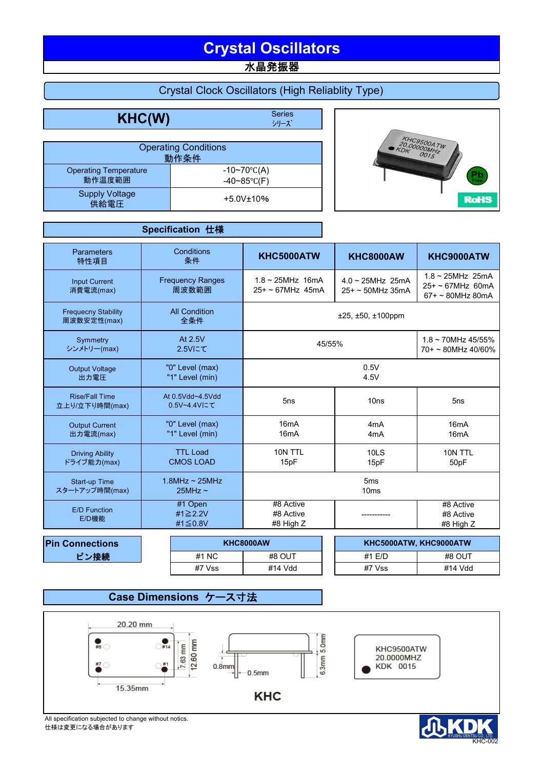# Crystal Oscillators
水晶発振器

## Crystal Clock Oscillators (High Reliablity Type)

## KHC(W) Series シリーズ

| Operating Conditions 動作条件 | |
|---|---|
| Operating Temperature 動作温度範囲 | -10~70℃(A) -40~85℃(F) |
| Supply Voltage 供給電圧 | +5.0V±10% |

## Specification 仕様

| Parameters 特性項目 | Conditions 条件 | KHC5000ATW | KHC8000AW | KHC9000ATW |
|---|---|---|---|---|
| Input Current 消費電流(max) | Frequency Ranges 周波数範囲 | 1.8 ~ 25MHz 16mA<br>25+ ~ 67MHz 45mA | 4.0 ~ 25MHz 25mA<br>25+ ~ 50MHz 35mA | 1.8 ~ 25MHz 25mA<br>25+ ~ 67MHz 60mA<br>67+ ~ 80MHz 80mA |
| Frequecny Stability 周波数安定性(max) | All Condition 全条件 | ±25, ±50, ±100ppm | | |
| Symmetry シンメトリー(max) | At 2.5V 2.5Vにて | 45/55% | | 1.8 ~ 70MHz 45/55%<br>70+ ~ 80MHz 40/60% |
| Output Voltage 出力電圧 | "0" Level (max)<br>"1" Level (min) | 0.5V<br>4.5V | | |
| Rise/Fall Time 立上り/立下り時間(max) | At 0.5Vdd~4.5Vdd 0.5V~4.4Vにて | 5ns | 10ns | 5ns |
| Output Current 出力電流(max) | "0" Level (max)<br>"1" Level (min) | 16mA<br>16mA | 4mA<br>4mA | 16mA<br>16mA |
| Driving Ability ドライブ能力(max) | TTL Load<br>CMOS LOAD | 10N TTL<br>15pF | 10LS<br>15pF | 10N TTL<br>50pF |
| Start-up Time スタートアップ時間(max) | 1.8MHz ~ 25MHz<br>25MHz ~ | 5ms<br>10ms | | |
| E/D Function E/D機能 | #1 Open<br>#1≧2.2V<br>#1≦0.8V | #8 Active<br>#8 Active<br>#8 High Z | ----------- | #8 Active<br>#8 Active<br>#8 High Z |

## Pin Connections ピン接続

| KHC8000AW | |
|---|---|
| #1 NC | #8 OUT |
| #7 Vss | #14 Vdd |

| KHC5000ATW, KHC9000ATW | |
|---|---|
| #1 E/D | #8 OUT |
| #7 Vss | #14 Vdd |

## Case Dimensions ケース寸法

20.20 mm, 15.35mm, 7.63 mm, 12.60 mm, 0.8mm, 0.5mm, 6.3mm, 5.0mm

KHC9500ATW
20.0000MHZ
KDK 0015

KHC

All specification subjected to change without notics.
仕様は変更になる場合があります

KHC-002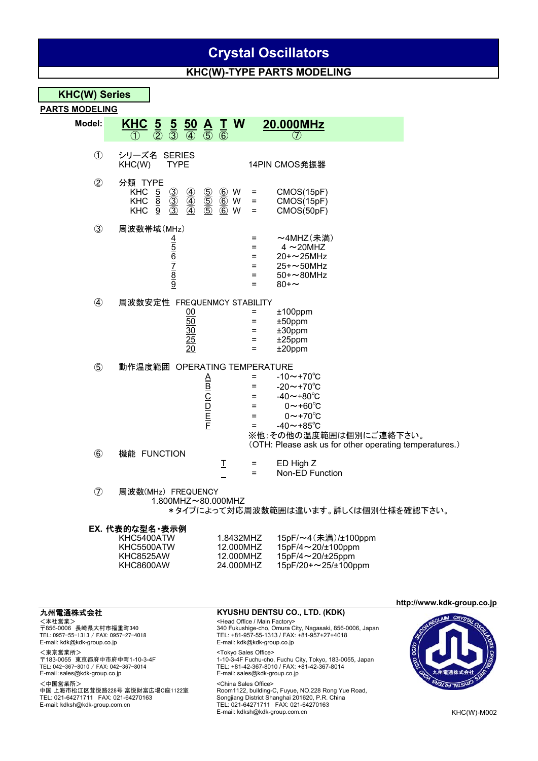# Crystal Oscillators

## KHC(W)-TYPE PARTS MODELING

### KHC(W) Series

**PARTS MODELING**

**Model:** KHC 5 5 50 A T W 20.000MHz
(KHC ① 5 ② 5 ③ 50 ④ A ⑤ T ⑥ W 20.000MHz ⑦)

① シリーズ名 SERIES
KHC(W) TYPE — 14PIN CMOS発振器

② 分類 TYPE

| | | |
|---|---|---|
| KHC 5 ③ ④ ⑤ ⑥ W | = | CMOS(15pF) |
| KHC 8 ③ ④ ⑤ ⑥ W | = | CMOS(15pF) |
| KHC 9 ③ ④ ⑤ ⑥ W | = | CMOS(50pF) |

③ 周波数帯域(MHz)

| | | |
|---|---|---|
| 4 | = | ～4MHZ(未満) |
| 5 | = | 4 ～20MHZ |
| 6 | = | 20+～25MHz |
| 7 | = | 25+～50MHz |
| 8 | = | 50+～80MHz |
| 9 | = | 80+～ |

④ 周波数安定性 FREQUENMCY STABILITY

| | | |
|---|---|---|
| 00 | = | ±100ppm |
| 50 | = | ±50ppm |
| 30 | = | ±30ppm |
| 25 | = | ±25ppm |
| 20 | = | ±20ppm |

⑤ 動作温度範囲 OPERATING TEMPERATURE

| | | |
|---|---|---|
| A | = | -10～+70℃ |
| B | = | -20～+70℃ |
| C | = | -40～+80℃ |
| D | = | 0～+60℃ |
| E | = | 0～+70℃ |
| F | = | -40～+85℃ |

※他：その他の温度範囲は個別にご連絡下さい。
(OTH: Please ask us for other operating temperatures.)

⑥ 機能 FUNCTION

| | | |
|---|---|---|
| T | = | ED High Z |
| _ | = | Non-ED Function |

⑦ 周波数(MHz) FREQUENCY
1.800MHZ～80.000MHZ
＊タイプによって対応周波数範囲は違います。詳しくは個別仕様を確認下さい。

**EX. 代表的な型名・表示例**

| | | |
|---|---|---|
| KHC5400ATW | 1.8432MHZ | 15pF/～4(未満)/±100ppm |
| KHC5500ATW | 12.000MHZ | 15pF/4～20/±100ppm |
| KHC8525AW | 12.000MHZ | 15pF/4～20/±25ppm |
| KHC8600AW | 24.000MHZ | 15pF/20+～25/±100ppm |

http://www.kdk-group.co.jp

**九州電通株式会社**

＜本社営業＞
〒856-0006 長崎県大村市福重町340
TEL: 0957−55−1313 / FAX: 0957−27−4018
E-mail: kdk@kdk-group.co.jp

＜東京営業所＞
〒183-0055 東京都府中市府中町1-10-3-4F
TEL: 042−367−8010 / FAX: 042−367−8014
E-mail: sales@kdk-group.co.jp

＜中国営業所＞
中国 上海市松江区茸悦路228号 富悦財富広場C座1122室
TEL: 021-64271711 FAX: 021-64270163
E-mail: kdksh@kdk-group.com.cn

**KYUSHU DENTSU CO., LTD. (KDK)**

<Head Office / Main Factory>
340 Fukushige-cho, Omura City, Nagasaki, 856-0006, Japan
TEL: +81-957-55-1313 / FAX: +81-957+27+4018
E-mail: kdk@kdk-group.co.jp

<Tokyo Sales Office>
1-10-3-4F Fuchu-cho, Fuchu City, Tokyo, 183-0055, Japan
TEL: +81-42-367-8010 / FAX: +81-42-367-8014
E-mail: sales@kdk-group.co.jp

<China Sales Office>
Room1122, building-C, Fuyue, NO.228 Rong Yue Road,
Songjiang District Shanghai 201620, P.R. China
TEL: 021-64271711 FAX: 021-64270163
E-mail: kdksh@kdk-group.com.cn

KHC(W)-M002